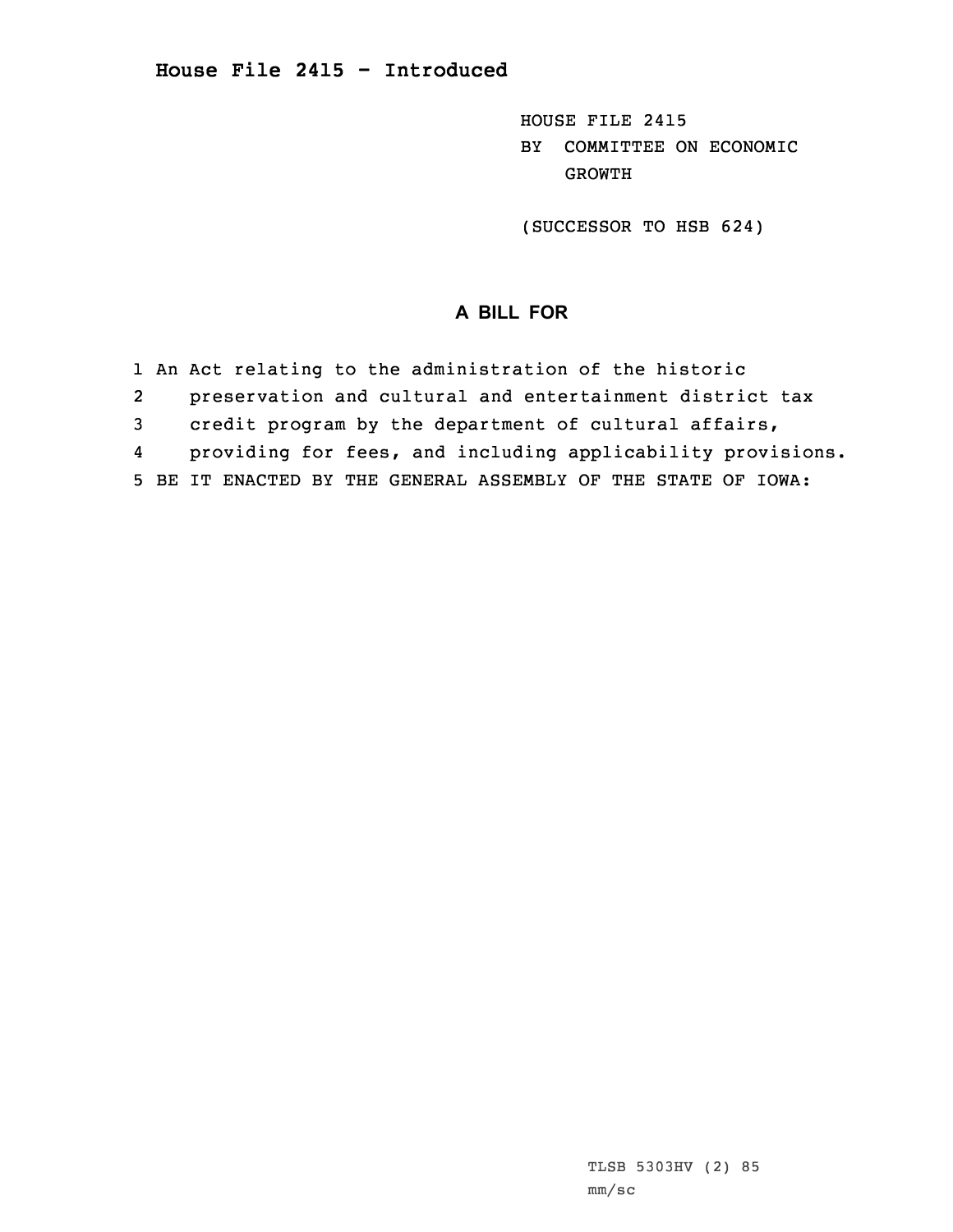# House File 2415 - Introduced

HOUSE FILE 2415
BY COMMITTEE ON ECONOMIC GROWTH

(SUCCESSOR TO HSB 624)

## A BILL FOR

1 An Act relating to the administration of the historic
2 preservation and cultural and entertainment district tax
3 credit program by the department of cultural affairs,
4 providing for fees, and including applicability provisions.
5 BE IT ENACTED BY THE GENERAL ASSEMBLY OF THE STATE OF IOWA:

TLSB 5303HV (2) 85
mm/sc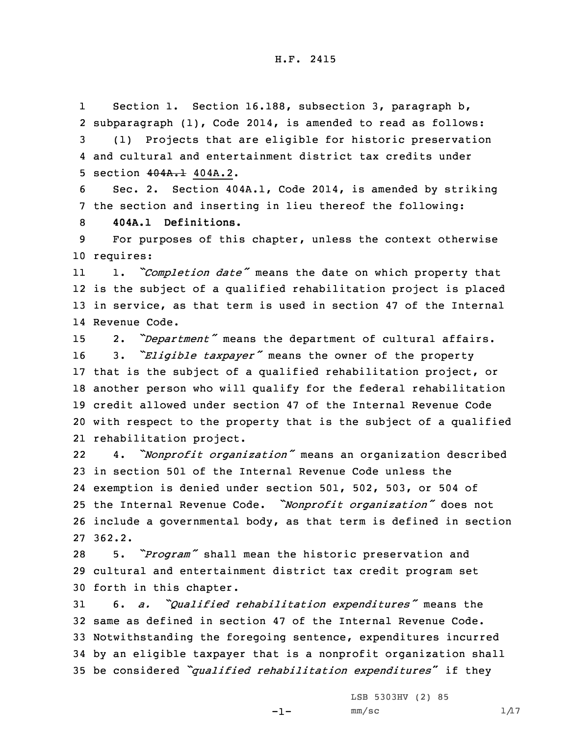Section 1. Section 16.188, subsection 3, paragraph b, subparagraph (1), Code 2014, is amended to read as follows:

(1) Projects that are eligible for historic preservation and cultural and entertainment district tax credits under section ~~404A.1~~ 404A.2.

Sec. 2. Section 404A.1, Code 2014, is amended by striking the section and inserting in lieu thereof the following:

**404A.1 Definitions.**

For purposes of this chapter, unless the context otherwise requires:

1. *"Completion date"* means the date on which property that is the subject of a qualified rehabilitation project is placed in service, as that term is used in section 47 of the Internal Revenue Code.

2. *"Department"* means the department of cultural affairs.

3. *"Eligible taxpayer"* means the owner of the property that is the subject of a qualified rehabilitation project, or another person who will qualify for the federal rehabilitation credit allowed under section 47 of the Internal Revenue Code with respect to the property that is the subject of a qualified rehabilitation project.

4. *"Nonprofit organization"* means an organization described in section 501 of the Internal Revenue Code unless the exemption is denied under section 501, 502, 503, or 504 of the Internal Revenue Code. *"Nonprofit organization"* does not include a governmental body, as that term is defined in section 362.2.

5. *"Program"* shall mean the historic preservation and cultural and entertainment district tax credit program set forth in this chapter.

6. *a. "Qualified rehabilitation expenditures"* means the same as defined in section 47 of the Internal Revenue Code. Notwithstanding the foregoing sentence, expenditures incurred by an eligible taxpayer that is a nonprofit organization shall be considered *"qualified rehabilitation expenditures"* if they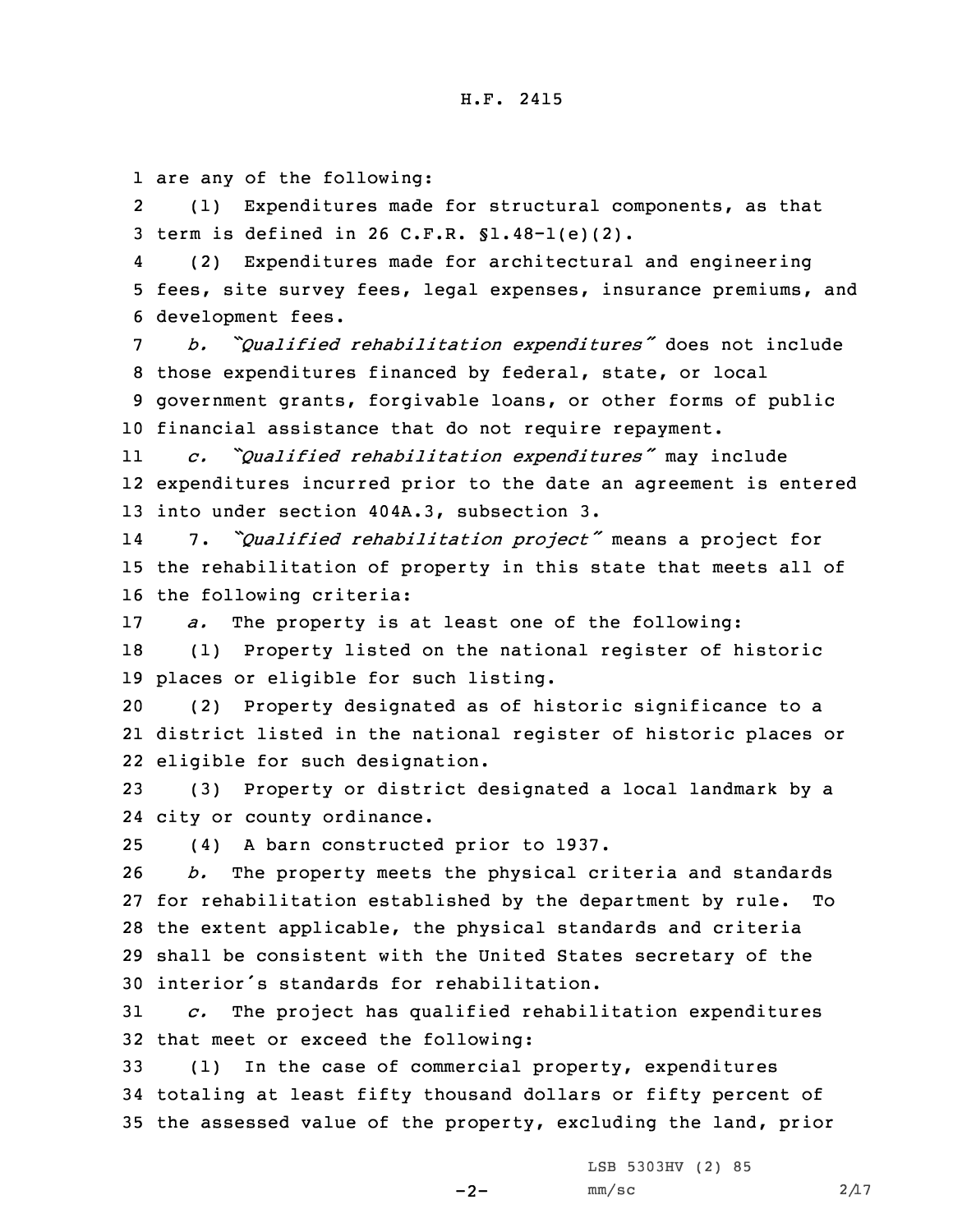are any of the following:

(1) Expenditures made for structural components, as that term is defined in 26 C.F.R. §1.48-1(e)(2).

(2) Expenditures made for architectural and engineering fees, site survey fees, legal expenses, insurance premiums, and development fees.

*b. "Qualified rehabilitation expenditures"* does not include those expenditures financed by federal, state, or local government grants, forgivable loans, or other forms of public financial assistance that do not require repayment.

*c. "Qualified rehabilitation expenditures"* may include expenditures incurred prior to the date an agreement is entered into under section 404A.3, subsection 3.

7. *"Qualified rehabilitation project"* means a project for the rehabilitation of property in this state that meets all of the following criteria:

*a.* The property is at least one of the following:

(1) Property listed on the national register of historic places or eligible for such listing.

(2) Property designated as of historic significance to a district listed in the national register of historic places or eligible for such designation.

(3) Property or district designated a local landmark by a city or county ordinance.

(4) A barn constructed prior to 1937.

*b.* The property meets the physical criteria and standards for rehabilitation established by the department by rule. To the extent applicable, the physical standards and criteria shall be consistent with the United States secretary of the interior's standards for rehabilitation.

*c.* The project has qualified rehabilitation expenditures that meet or exceed the following:

(1) In the case of commercial property, expenditures totaling at least fifty thousand dollars or fifty percent of the assessed value of the property, excluding the land, prior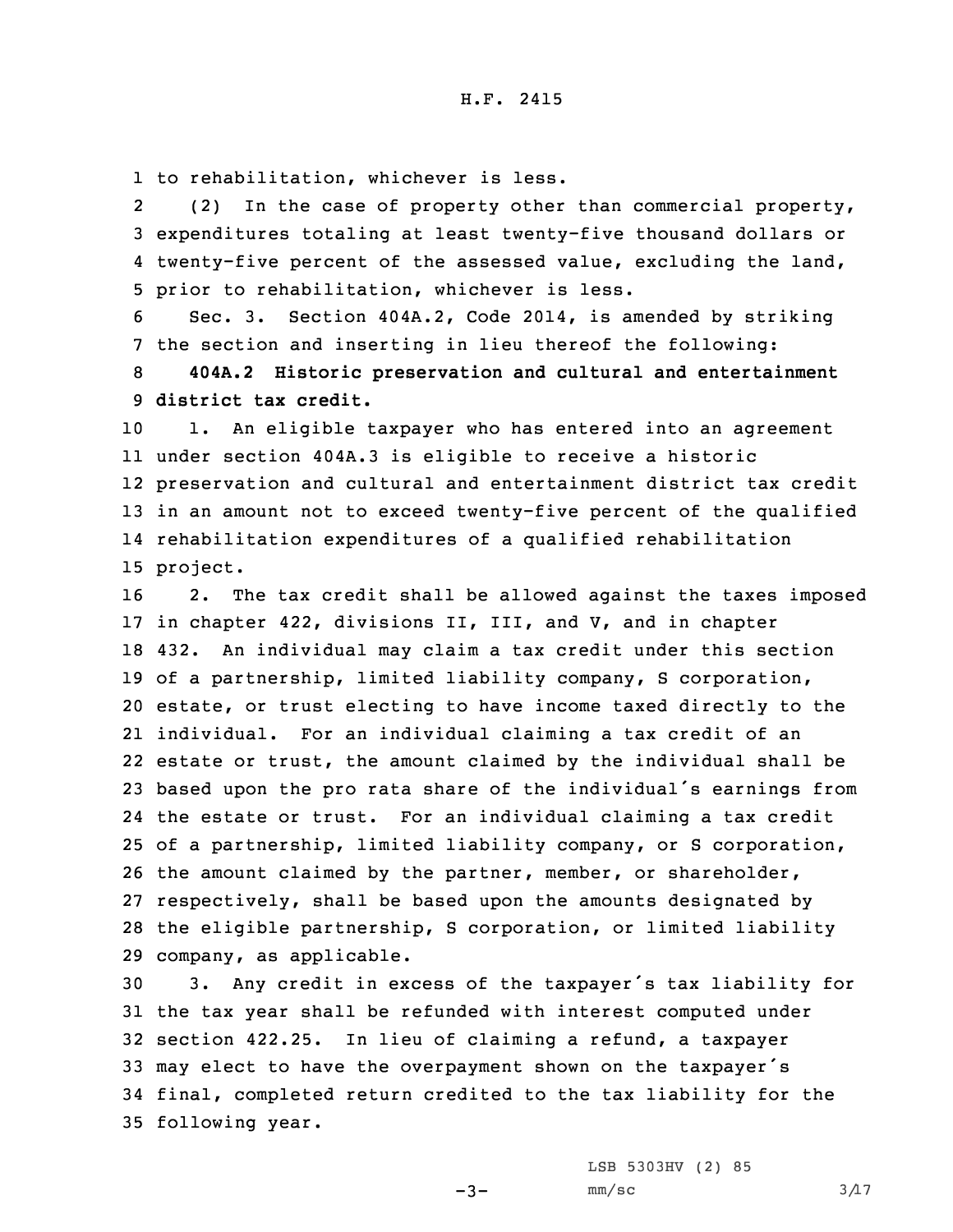to rehabilitation, whichever is less.

(2) In the case of property other than commercial property, expenditures totaling at least twenty-five thousand dollars or twenty-five percent of the assessed value, excluding the land, prior to rehabilitation, whichever is less.

Sec. 3. Section 404A.2, Code 2014, is amended by striking the section and inserting in lieu thereof the following:

**404A.2 Historic preservation and cultural and entertainment district tax credit.**

1. An eligible taxpayer who has entered into an agreement under section 404A.3 is eligible to receive a historic preservation and cultural and entertainment district tax credit in an amount not to exceed twenty-five percent of the qualified rehabilitation expenditures of a qualified rehabilitation project.

2. The tax credit shall be allowed against the taxes imposed in chapter 422, divisions II, III, and V, and in chapter 432. An individual may claim a tax credit under this section of a partnership, limited liability company, S corporation, estate, or trust electing to have income taxed directly to the individual. For an individual claiming a tax credit of an estate or trust, the amount claimed by the individual shall be based upon the pro rata share of the individual's earnings from the estate or trust. For an individual claiming a tax credit of a partnership, limited liability company, or S corporation, the amount claimed by the partner, member, or shareholder, respectively, shall be based upon the amounts designated by the eligible partnership, S corporation, or limited liability company, as applicable.

3. Any credit in excess of the taxpayer's tax liability for the tax year shall be refunded with interest computed under section 422.25. In lieu of claiming a refund, a taxpayer may elect to have the overpayment shown on the taxpayer's final, completed return credited to the tax liability for the following year.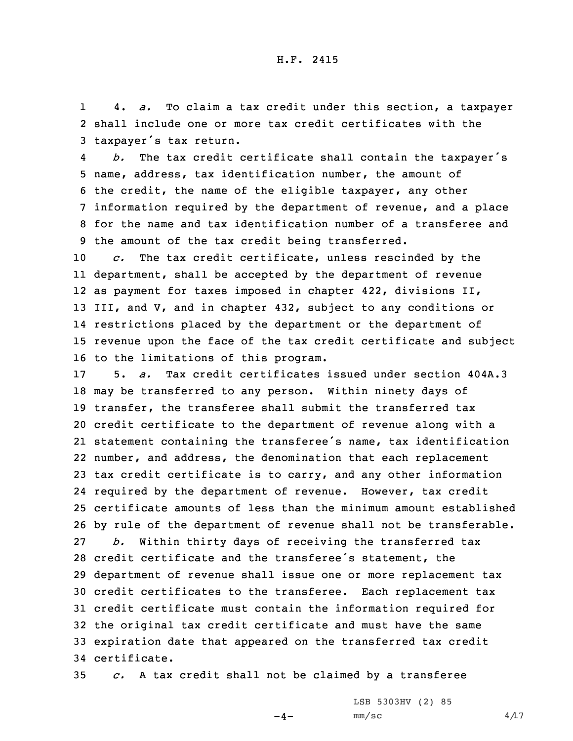4. *a.* To claim a tax credit under this section, a taxpayer shall include one or more tax credit certificates with the taxpayer's tax return.

*b.* The tax credit certificate shall contain the taxpayer's name, address, tax identification number, the amount of the credit, the name of the eligible taxpayer, any other information required by the department of revenue, and a place for the name and tax identification number of a transferee and the amount of the tax credit being transferred.

*c.* The tax credit certificate, unless rescinded by the department, shall be accepted by the department of revenue as payment for taxes imposed in chapter 422, divisions II, III, and V, and in chapter 432, subject to any conditions or restrictions placed by the department or the department of revenue upon the face of the tax credit certificate and subject to the limitations of this program.

5. *a.* Tax credit certificates issued under section 404A.3 may be transferred to any person. Within ninety days of transfer, the transferee shall submit the transferred tax credit certificate to the department of revenue along with a statement containing the transferee's name, tax identification number, and address, the denomination that each replacement tax credit certificate is to carry, and any other information required by the department of revenue. However, tax credit certificate amounts of less than the minimum amount established by rule of the department of revenue shall not be transferable.

*b.* Within thirty days of receiving the transferred tax credit certificate and the transferee's statement, the department of revenue shall issue one or more replacement tax credit certificates to the transferee. Each replacement tax credit certificate must contain the information required for the original tax credit certificate and must have the same expiration date that appeared on the transferred tax credit certificate.

*c.* A tax credit shall not be claimed by a transferee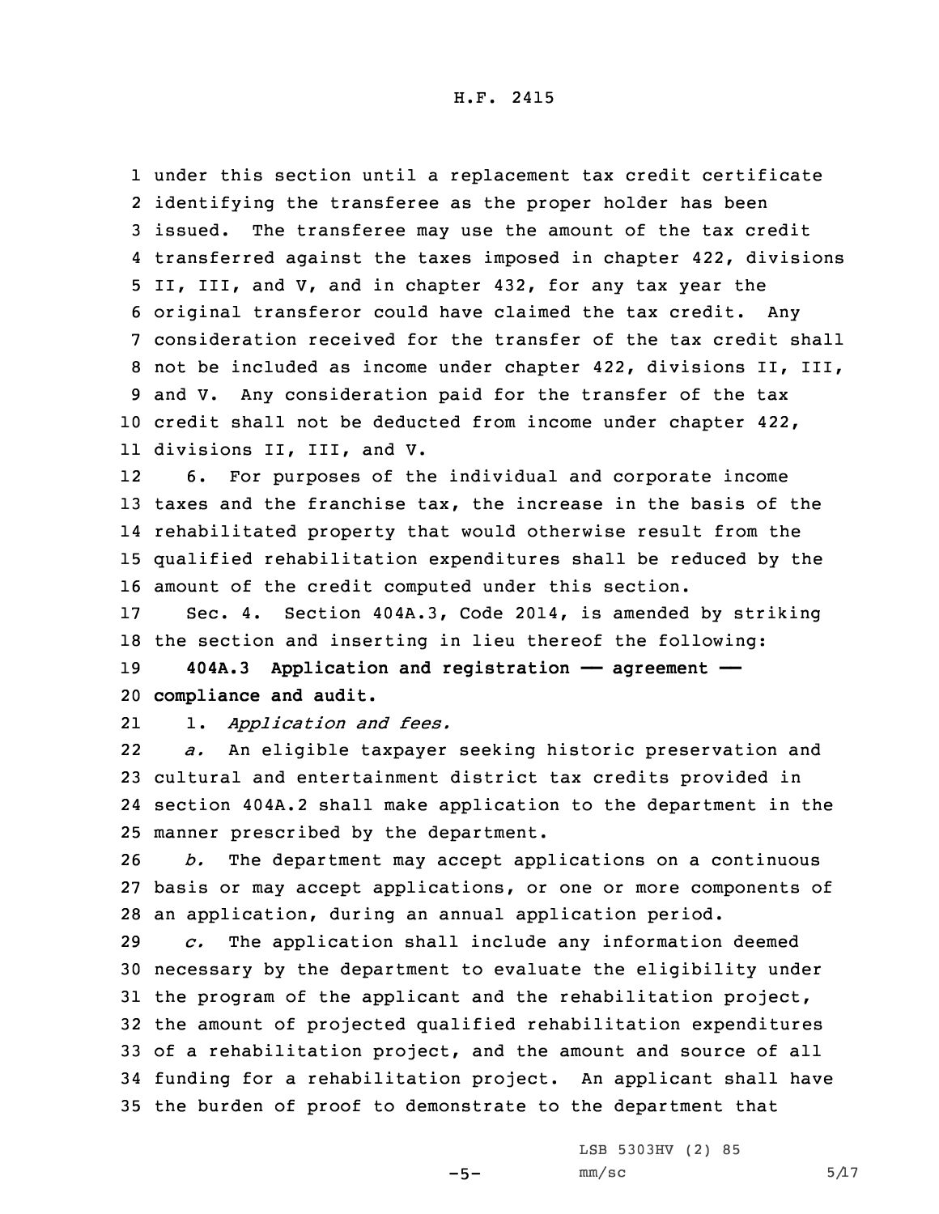under this section until a replacement tax credit certificate identifying the transferee as the proper holder has been issued. The transferee may use the amount of the tax credit transferred against the taxes imposed in chapter 422, divisions II, III, and V, and in chapter 432, for any tax year the original transferor could have claimed the tax credit. Any consideration received for the transfer of the tax credit shall not be included as income under chapter 422, divisions II, III, and V. Any consideration paid for the transfer of the tax credit shall not be deducted from income under chapter 422, divisions II, III, and V.

6. For purposes of the individual and corporate income taxes and the franchise tax, the increase in the basis of the rehabilitated property that would otherwise result from the qualified rehabilitation expenditures shall be reduced by the amount of the credit computed under this section.

Sec. 4. Section 404A.3, Code 2014, is amended by striking the section and inserting in lieu thereof the following:

**404A.3 Application and registration —— agreement —— compliance and audit.**

1. *Application and fees.*

*a.* An eligible taxpayer seeking historic preservation and cultural and entertainment district tax credits provided in section 404A.2 shall make application to the department in the manner prescribed by the department.

*b.* The department may accept applications on a continuous basis or may accept applications, or one or more components of an application, during an annual application period.

*c.* The application shall include any information deemed necessary by the department to evaluate the eligibility under the program of the applicant and the rehabilitation project, the amount of projected qualified rehabilitation expenditures of a rehabilitation project, and the amount and source of all funding for a rehabilitation project. An applicant shall have the burden of proof to demonstrate to the department that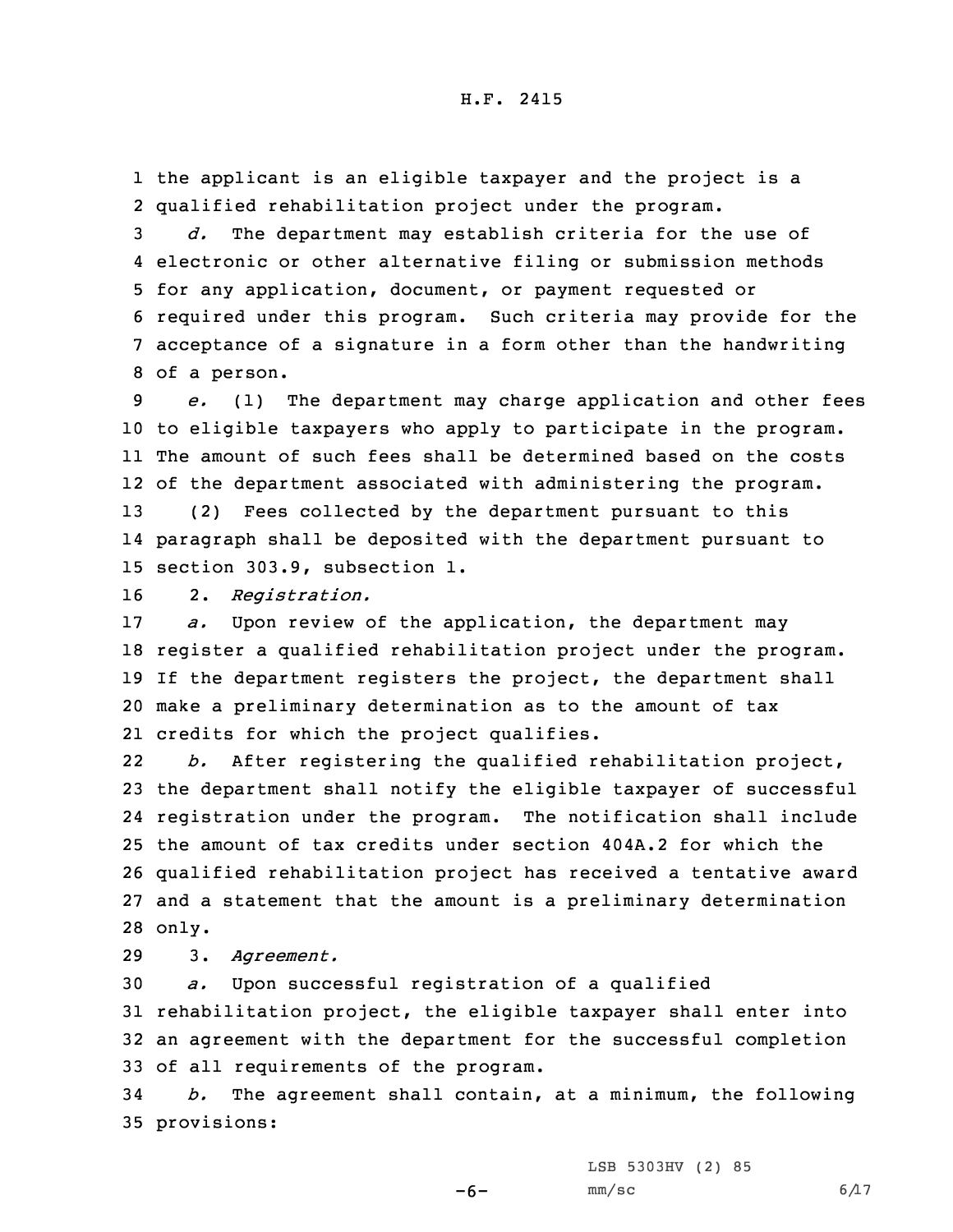the applicant is an eligible taxpayer and the project is a qualified rehabilitation project under the program.

*d.* The department may establish criteria for the use of electronic or other alternative filing or submission methods for any application, document, or payment requested or required under this program. Such criteria may provide for the acceptance of a signature in a form other than the handwriting of a person.

*e.* (1) The department may charge application and other fees to eligible taxpayers who apply to participate in the program. The amount of such fees shall be determined based on the costs of the department associated with administering the program.

(2) Fees collected by the department pursuant to this paragraph shall be deposited with the department pursuant to section 303.9, subsection 1.

2. *Registration.*

*a.* Upon review of the application, the department may register a qualified rehabilitation project under the program. If the department registers the project, the department shall make a preliminary determination as to the amount of tax credits for which the project qualifies.

*b.* After registering the qualified rehabilitation project, the department shall notify the eligible taxpayer of successful registration under the program. The notification shall include the amount of tax credits under section 404A.2 for which the qualified rehabilitation project has received a tentative award and a statement that the amount is a preliminary determination only.

3. *Agreement.*

*a.* Upon successful registration of a qualified rehabilitation project, the eligible taxpayer shall enter into an agreement with the department for the successful completion of all requirements of the program.

*b.* The agreement shall contain, at a minimum, the following provisions: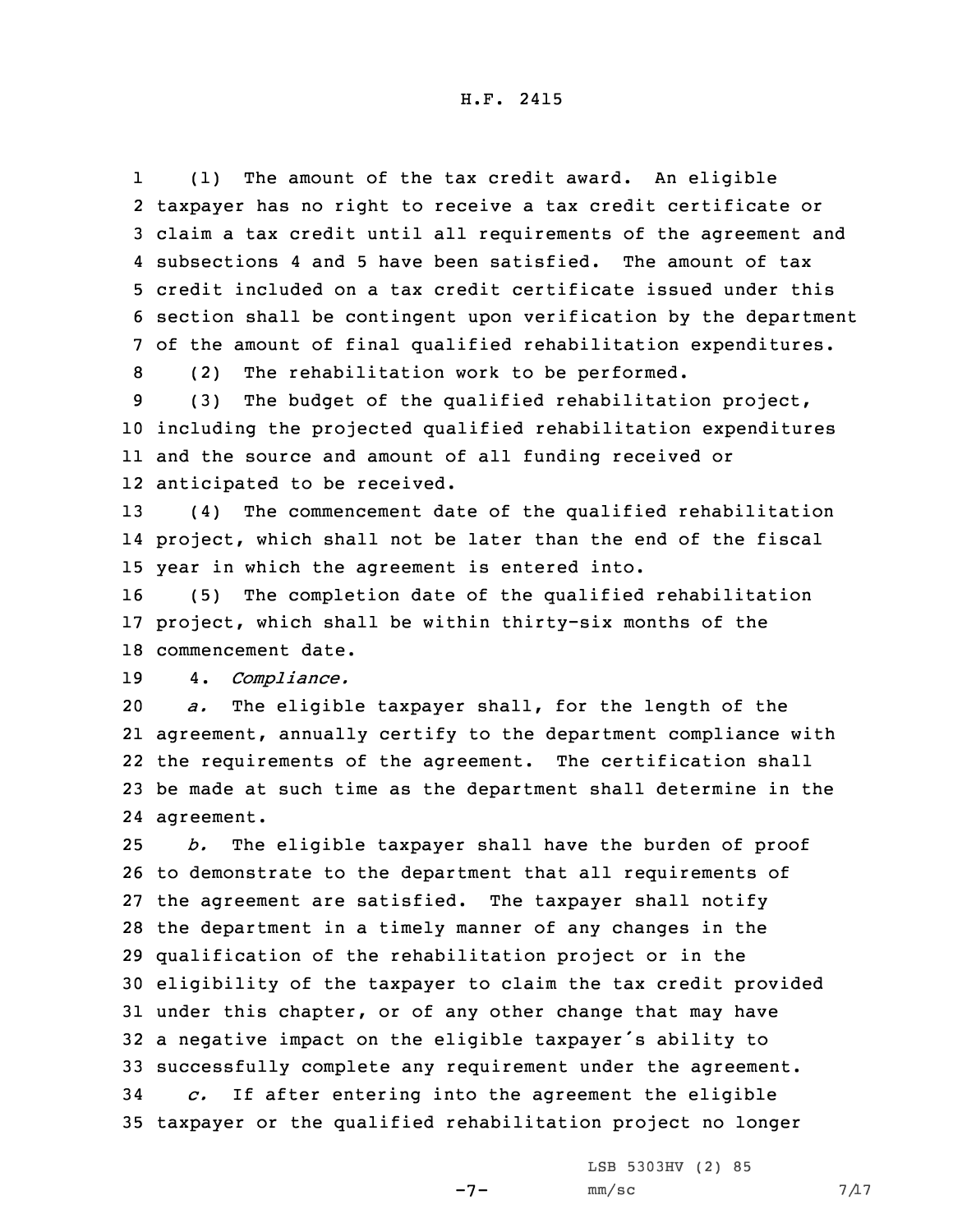(1) The amount of the tax credit award. An eligible taxpayer has no right to receive a tax credit certificate or claim a tax credit until all requirements of the agreement and subsections 4 and 5 have been satisfied. The amount of tax credit included on a tax credit certificate issued under this section shall be contingent upon verification by the department of the amount of final qualified rehabilitation expenditures.

(2) The rehabilitation work to be performed.

(3) The budget of the qualified rehabilitation project, including the projected qualified rehabilitation expenditures and the source and amount of all funding received or anticipated to be received.

(4) The commencement date of the qualified rehabilitation project, which shall not be later than the end of the fiscal year in which the agreement is entered into.

(5) The completion date of the qualified rehabilitation project, which shall be within thirty-six months of the commencement date.

4. *Compliance.*

*a.* The eligible taxpayer shall, for the length of the agreement, annually certify to the department compliance with the requirements of the agreement. The certification shall be made at such time as the department shall determine in the agreement.

*b.* The eligible taxpayer shall have the burden of proof to demonstrate to the department that all requirements of the agreement are satisfied. The taxpayer shall notify the department in a timely manner of any changes in the qualification of the rehabilitation project or in the eligibility of the taxpayer to claim the tax credit provided under this chapter, or of any other change that may have a negative impact on the eligible taxpayer's ability to successfully complete any requirement under the agreement.

*c.* If after entering into the agreement the eligible taxpayer or the qualified rehabilitation project no longer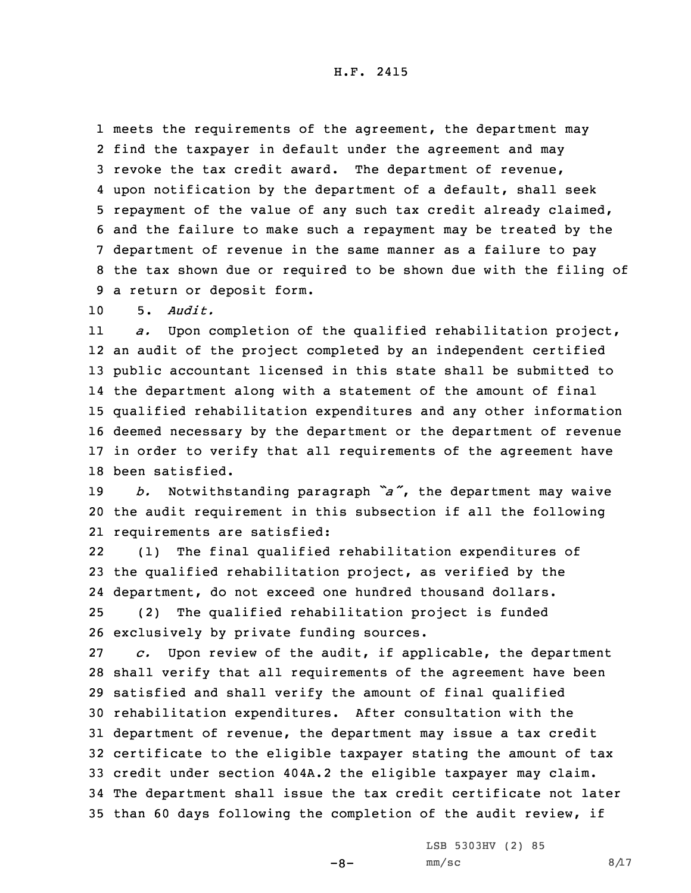meets the requirements of the agreement, the department may find the taxpayer in default under the agreement and may revoke the tax credit award. The department of revenue, upon notification by the department of a default, shall seek repayment of the value of any such tax credit already claimed, and the failure to make such a repayment may be treated by the department of revenue in the same manner as a failure to pay the tax shown due or required to be shown due with the filing of a return or deposit form.

5. *Audit.*

*a.* Upon completion of the qualified rehabilitation project, an audit of the project completed by an independent certified public accountant licensed in this state shall be submitted to the department along with a statement of the amount of final qualified rehabilitation expenditures and any other information deemed necessary by the department or the department of revenue in order to verify that all requirements of the agreement have been satisfied.

*b.* Notwithstanding paragraph *"a"*, the department may waive the audit requirement in this subsection if all the following requirements are satisfied:

(1) The final qualified rehabilitation expenditures of the qualified rehabilitation project, as verified by the department, do not exceed one hundred thousand dollars.

(2) The qualified rehabilitation project is funded exclusively by private funding sources.

*c.* Upon review of the audit, if applicable, the department shall verify that all requirements of the agreement have been satisfied and shall verify the amount of final qualified rehabilitation expenditures. After consultation with the department of revenue, the department may issue a tax credit certificate to the eligible taxpayer stating the amount of tax credit under section 404A.2 the eligible taxpayer may claim. The department shall issue the tax credit certificate not later than 60 days following the completion of the audit review, if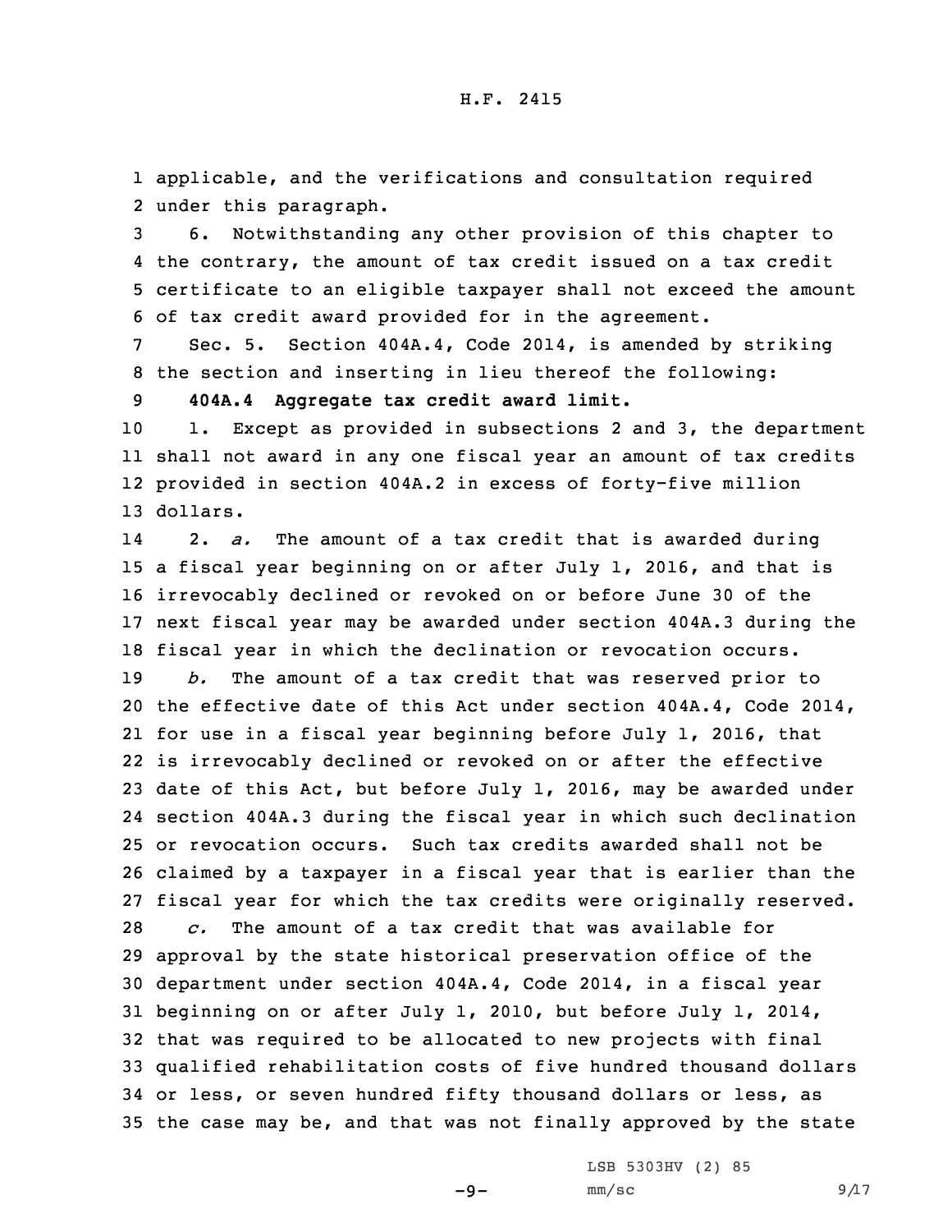applicable, and the verifications and consultation required under this paragraph.

6. Notwithstanding any other provision of this chapter to the contrary, the amount of tax credit issued on a tax credit certificate to an eligible taxpayer shall not exceed the amount of tax credit award provided for in the agreement.

Sec. 5. Section 404A.4, Code 2014, is amended by striking the section and inserting in lieu thereof the following:

**404A.4 Aggregate tax credit award limit.**

1. Except as provided in subsections 2 and 3, the department shall not award in any one fiscal year an amount of tax credits provided in section 404A.2 in excess of forty-five million dollars.

2. *a.* The amount of a tax credit that is awarded during a fiscal year beginning on or after July 1, 2016, and that is irrevocably declined or revoked on or before June 30 of the next fiscal year may be awarded under section 404A.3 during the fiscal year in which the declination or revocation occurs.

*b.* The amount of a tax credit that was reserved prior to the effective date of this Act under section 404A.4, Code 2014, for use in a fiscal year beginning before July 1, 2016, that is irrevocably declined or revoked on or after the effective date of this Act, but before July 1, 2016, may be awarded under section 404A.3 during the fiscal year in which such declination or revocation occurs. Such tax credits awarded shall not be claimed by a taxpayer in a fiscal year that is earlier than the fiscal year for which the tax credits were originally reserved.

*c.* The amount of a tax credit that was available for approval by the state historical preservation office of the department under section 404A.4, Code 2014, in a fiscal year beginning on or after July 1, 2010, but before July 1, 2014, that was required to be allocated to new projects with final qualified rehabilitation costs of five hundred thousand dollars or less, or seven hundred fifty thousand dollars or less, as the case may be, and that was not finally approved by the state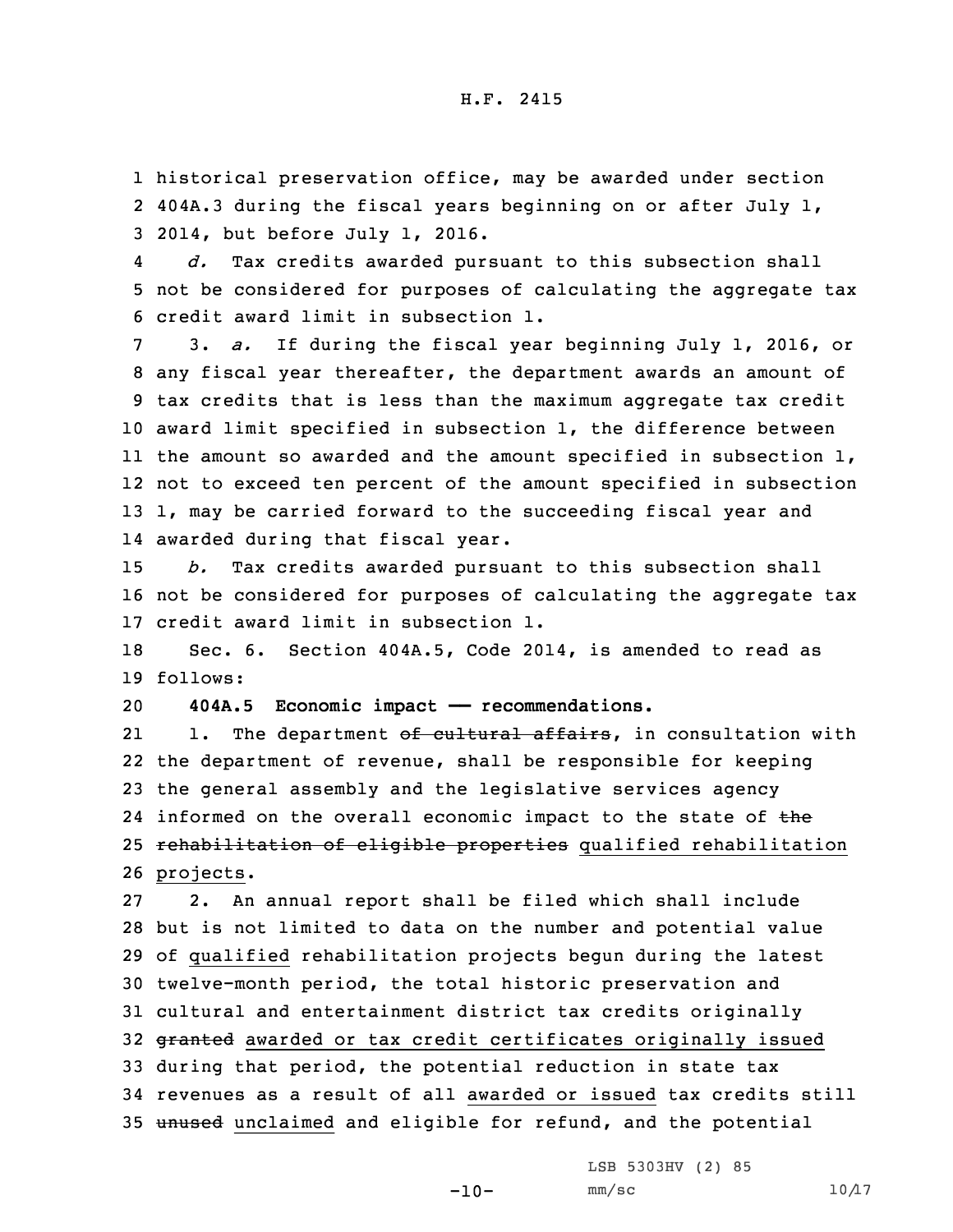historical preservation office, may be awarded under section 404A.3 during the fiscal years beginning on or after July 1, 2014, but before July 1, 2016.

*d.* Tax credits awarded pursuant to this subsection shall not be considered for purposes of calculating the aggregate tax credit award limit in subsection 1.

3. *a.* If during the fiscal year beginning July 1, 2016, or any fiscal year thereafter, the department awards an amount of tax credits that is less than the maximum aggregate tax credit award limit specified in subsection 1, the difference between the amount so awarded and the amount specified in subsection 1, not to exceed ten percent of the amount specified in subsection 1, may be carried forward to the succeeding fiscal year and awarded during that fiscal year.

*b.* Tax credits awarded pursuant to this subsection shall not be considered for purposes of calculating the aggregate tax credit award limit in subsection 1.

Sec. 6. Section 404A.5, Code 2014, is amended to read as follows:

**404A.5 Economic impact — recommendations.**

1. The department ~~of cultural affairs~~, in consultation with the department of revenue, shall be responsible for keeping the general assembly and the legislative services agency informed on the overall economic impact to the state of ~~the rehabilitation of eligible properties~~ qualified rehabilitation projects.

2. An annual report shall be filed which shall include but is not limited to data on the number and potential value of qualified rehabilitation projects begun during the latest twelve-month period, the total historic preservation and cultural and entertainment district tax credits originally ~~granted~~ awarded or tax credit certificates originally issued during that period, the potential reduction in state tax revenues as a result of all awarded or issued tax credits still ~~unused~~ unclaimed and eligible for refund, and the potential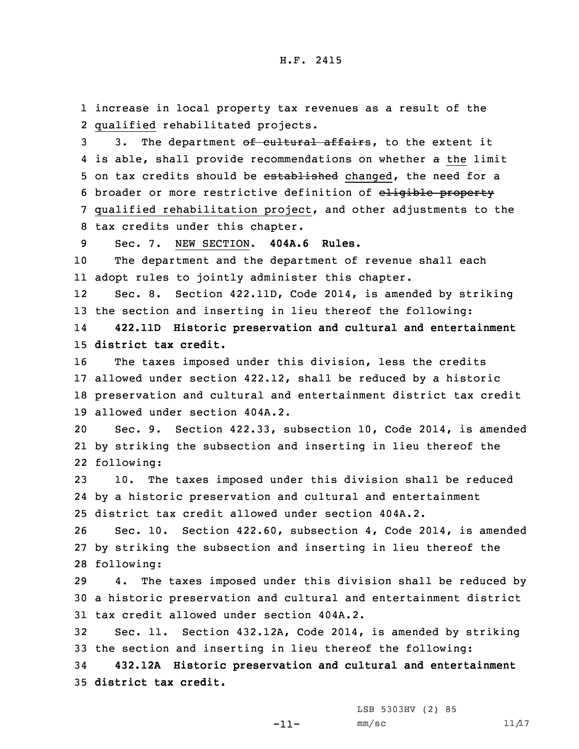increase in local property tax revenues as a result of the qualified rehabilitated projects.

3. The department ~~of cultural affairs~~, to the extent it is able, shall provide recommendations on whether ~~a~~ the limit on tax credits should be ~~established~~ changed, the need for a broader or more restrictive definition of ~~eligible property~~ qualified rehabilitation project, and other adjustments to the tax credits under this chapter.

Sec. 7. NEW SECTION. **404A.6 Rules.**

The department and the department of revenue shall each adopt rules to jointly administer this chapter.

Sec. 8. Section 422.11D, Code 2014, is amended by striking the section and inserting in lieu thereof the following:

**422.11D Historic preservation and cultural and entertainment district tax credit.**

The taxes imposed under this division, less the credits allowed under section 422.12, shall be reduced by a historic preservation and cultural and entertainment district tax credit allowed under section 404A.2.

Sec. 9. Section 422.33, subsection 10, Code 2014, is amended by striking the subsection and inserting in lieu thereof the following:

10. The taxes imposed under this division shall be reduced by a historic preservation and cultural and entertainment district tax credit allowed under section 404A.2.

Sec. 10. Section 422.60, subsection 4, Code 2014, is amended by striking the subsection and inserting in lieu thereof the following:

4. The taxes imposed under this division shall be reduced by a historic preservation and cultural and entertainment district tax credit allowed under section 404A.2.

Sec. 11. Section 432.12A, Code 2014, is amended by striking the section and inserting in lieu thereof the following:

**432.12A Historic preservation and cultural and entertainment district tax credit.**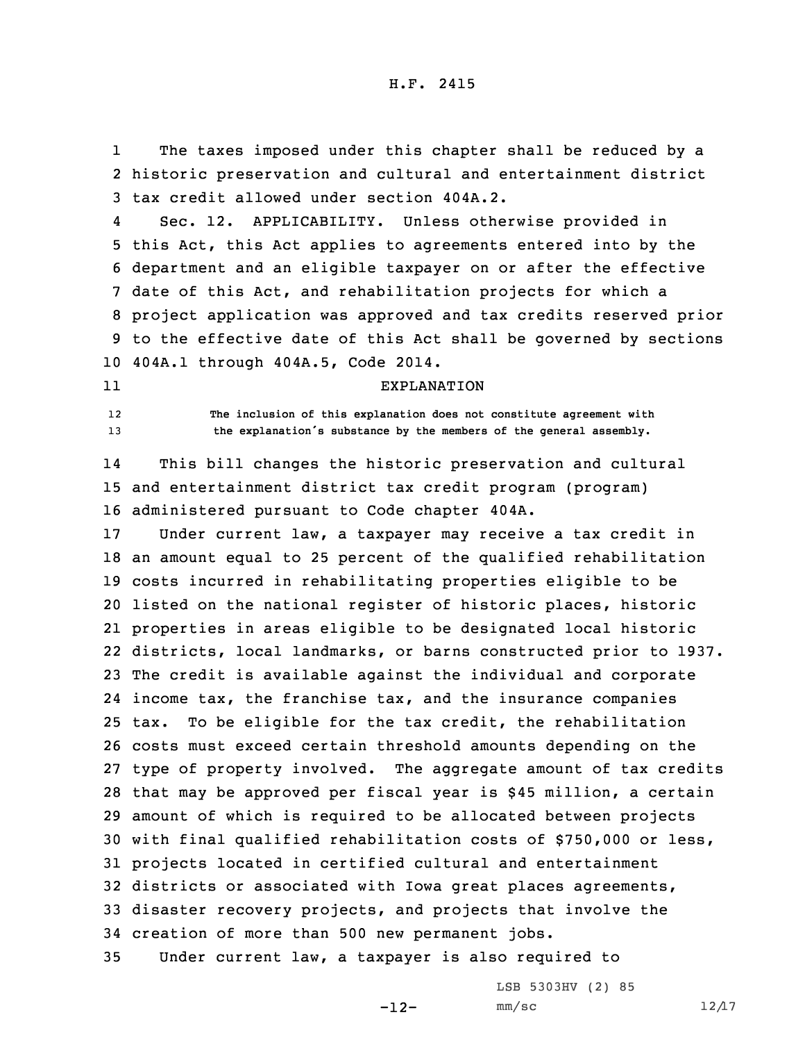The taxes imposed under this chapter shall be reduced by a historic preservation and cultural and entertainment district tax credit allowed under section 404A.2.

Sec. 12. APPLICABILITY. Unless otherwise provided in this Act, this Act applies to agreements entered into by the department and an eligible taxpayer on or after the effective date of this Act, and rehabilitation projects for which a project application was approved and tax credits reserved prior to the effective date of this Act shall be governed by sections 404A.1 through 404A.5, Code 2014.

## EXPLANATION

The inclusion of this explanation does not constitute agreement with the explanation's substance by the members of the general assembly.

This bill changes the historic preservation and cultural and entertainment district tax credit program (program) administered pursuant to Code chapter 404A.

Under current law, a taxpayer may receive a tax credit in an amount equal to 25 percent of the qualified rehabilitation costs incurred in rehabilitating properties eligible to be listed on the national register of historic places, historic properties in areas eligible to be designated local historic districts, local landmarks, or barns constructed prior to 1937. The credit is available against the individual and corporate income tax, the franchise tax, and the insurance companies tax. To be eligible for the tax credit, the rehabilitation costs must exceed certain threshold amounts depending on the type of property involved. The aggregate amount of tax credits that may be approved per fiscal year is $45 million, a certain amount of which is required to be allocated between projects with final qualified rehabilitation costs of $750,000 or less, projects located in certified cultural and entertainment districts or associated with Iowa great places agreements, disaster recovery projects, and projects that involve the creation of more than 500 new permanent jobs.

Under current law, a taxpayer is also required to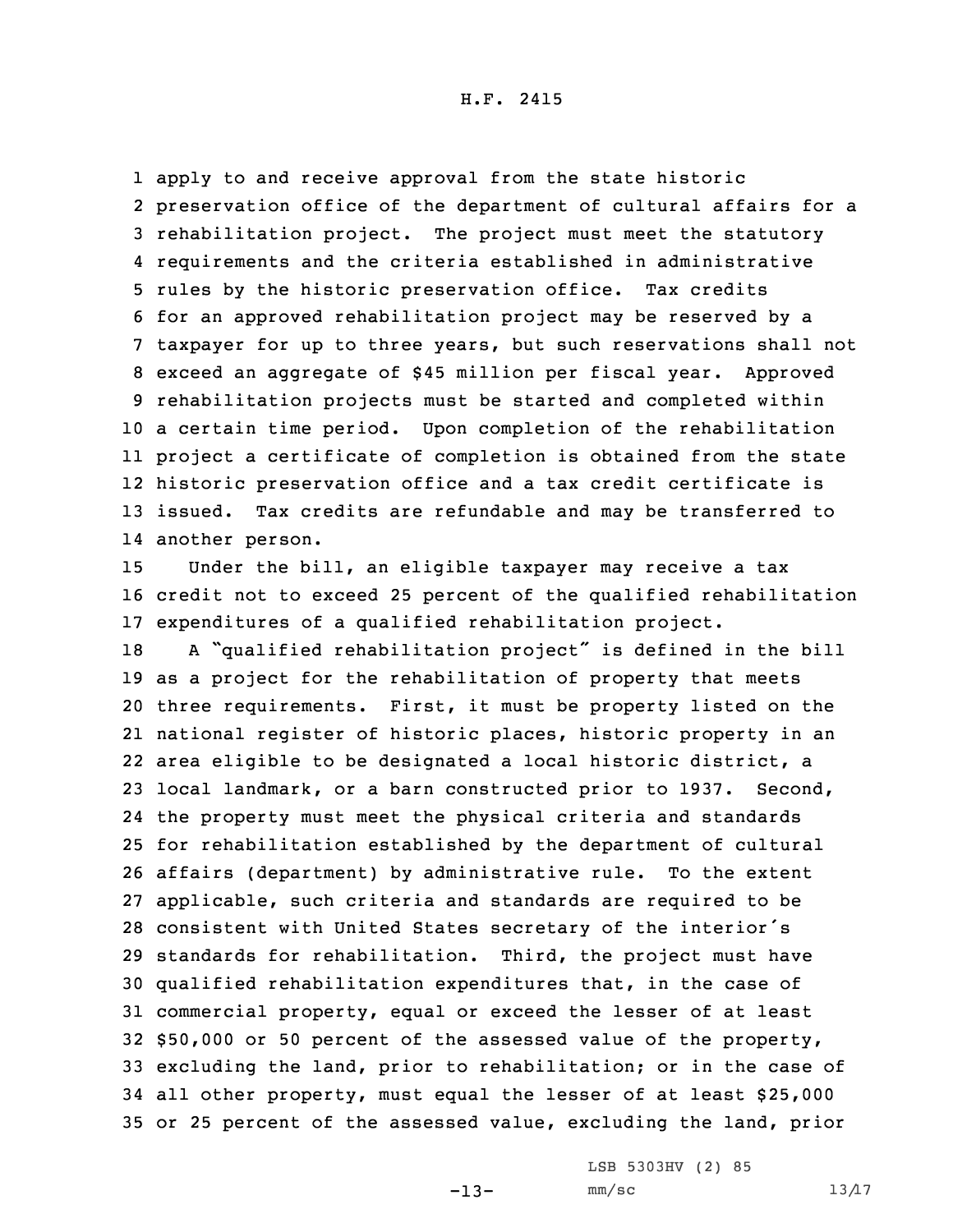apply to and receive approval from the state historic preservation office of the department of cultural affairs for a rehabilitation project. The project must meet the statutory requirements and the criteria established in administrative rules by the historic preservation office. Tax credits for an approved rehabilitation project may be reserved by a taxpayer for up to three years, but such reservations shall not exceed an aggregate of $45 million per fiscal year. Approved rehabilitation projects must be started and completed within a certain time period. Upon completion of the rehabilitation project a certificate of completion is obtained from the state historic preservation office and a tax credit certificate is issued. Tax credits are refundable and may be transferred to another person.

Under the bill, an eligible taxpayer may receive a tax credit not to exceed 25 percent of the qualified rehabilitation expenditures of a qualified rehabilitation project.

A "qualified rehabilitation project" is defined in the bill as a project for the rehabilitation of property that meets three requirements. First, it must be property listed on the national register of historic places, historic property in an area eligible to be designated a local historic district, a local landmark, or a barn constructed prior to 1937. Second, the property must meet the physical criteria and standards for rehabilitation established by the department of cultural affairs (department) by administrative rule. To the extent applicable, such criteria and standards are required to be consistent with United States secretary of the interior's standards for rehabilitation. Third, the project must have qualified rehabilitation expenditures that, in the case of commercial property, equal or exceed the lesser of at least $50,000 or 50 percent of the assessed value of the property, excluding the land, prior to rehabilitation; or in the case of all other property, must equal the lesser of at least $25,000 or 25 percent of the assessed value, excluding the land, prior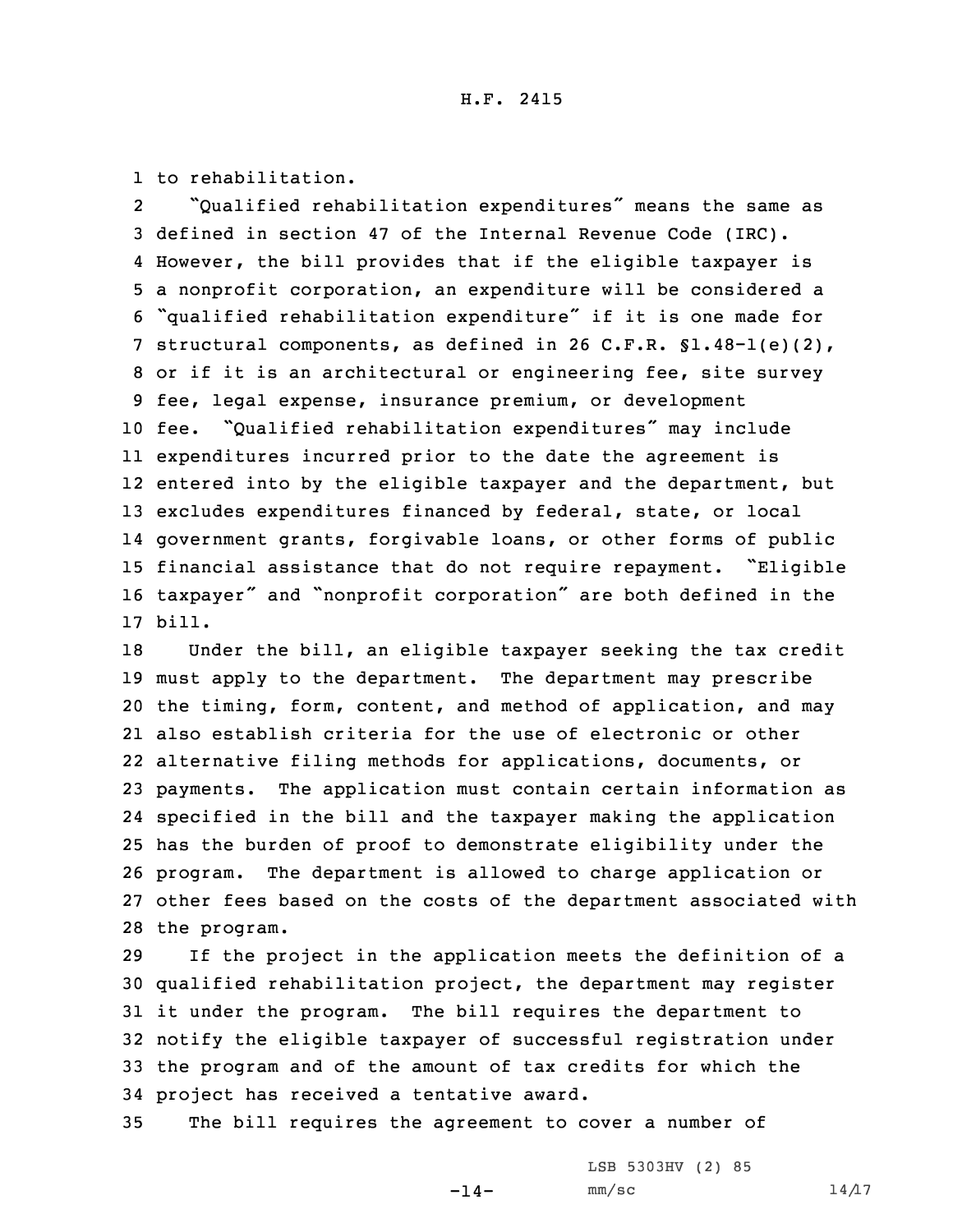to rehabilitation.

"Qualified rehabilitation expenditures" means the same as defined in section 47 of the Internal Revenue Code (IRC). However, the bill provides that if the eligible taxpayer is a nonprofit corporation, an expenditure will be considered a "qualified rehabilitation expenditure" if it is one made for structural components, as defined in 26 C.F.R. §1.48-1(e)(2), or if it is an architectural or engineering fee, site survey fee, legal expense, insurance premium, or development fee. "Qualified rehabilitation expenditures" may include expenditures incurred prior to the date the agreement is entered into by the eligible taxpayer and the department, but excludes expenditures financed by federal, state, or local government grants, forgivable loans, or other forms of public financial assistance that do not require repayment. "Eligible taxpayer" and "nonprofit corporation" are both defined in the bill.

Under the bill, an eligible taxpayer seeking the tax credit must apply to the department. The department may prescribe the timing, form, content, and method of application, and may also establish criteria for the use of electronic or other alternative filing methods for applications, documents, or payments. The application must contain certain information as specified in the bill and the taxpayer making the application has the burden of proof to demonstrate eligibility under the program. The department is allowed to charge application or other fees based on the costs of the department associated with the program.

If the project in the application meets the definition of a qualified rehabilitation project, the department may register it under the program. The bill requires the department to notify the eligible taxpayer of successful registration under the program and of the amount of tax credits for which the project has received a tentative award.

The bill requires the agreement to cover a number of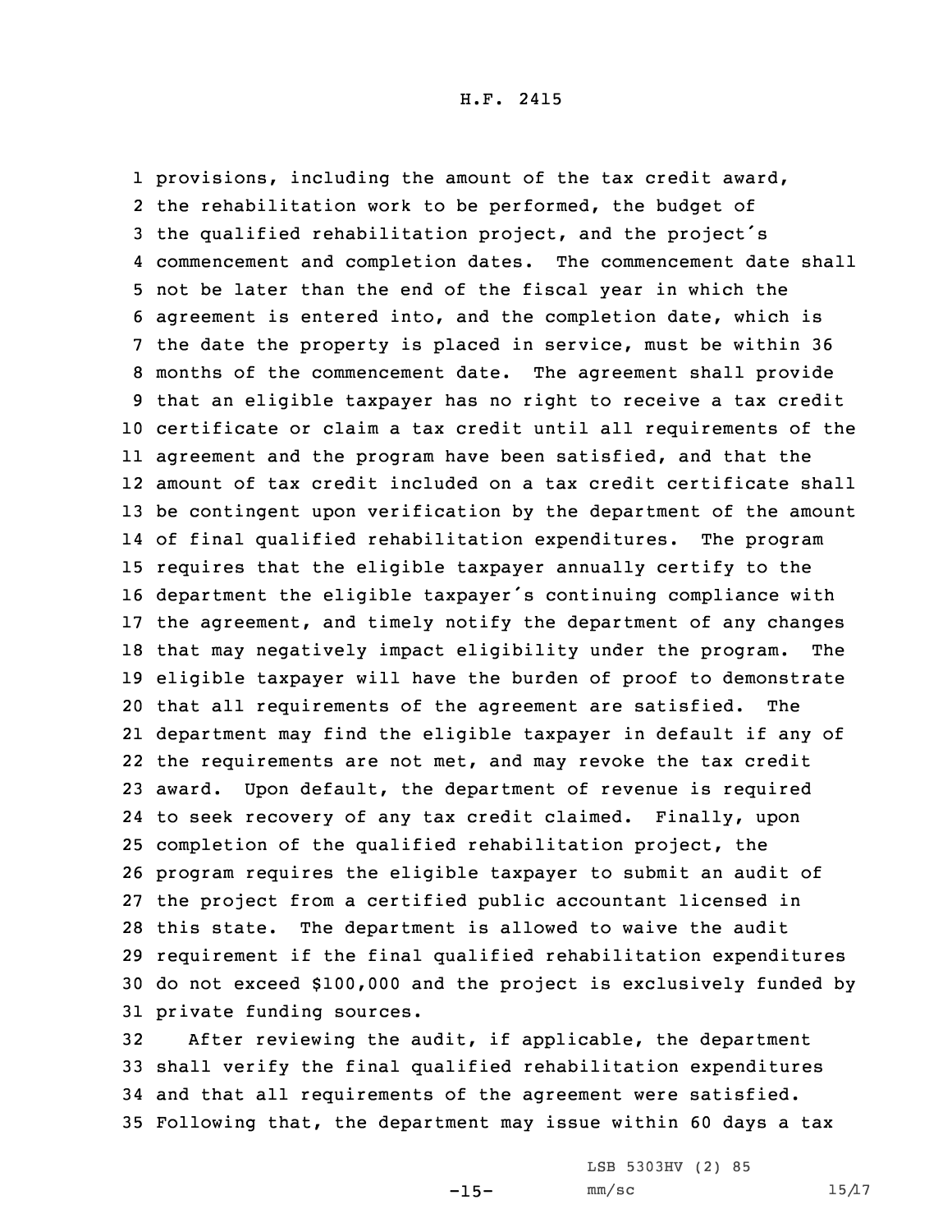provisions, including the amount of the tax credit award, the rehabilitation work to be performed, the budget of the qualified rehabilitation project, and the project's commencement and completion dates. The commencement date shall not be later than the end of the fiscal year in which the agreement is entered into, and the completion date, which is the date the property is placed in service, must be within 36 months of the commencement date. The agreement shall provide that an eligible taxpayer has no right to receive a tax credit certificate or claim a tax credit until all requirements of the agreement and the program have been satisfied, and that the amount of tax credit included on a tax credit certificate shall be contingent upon verification by the department of the amount of final qualified rehabilitation expenditures. The program requires that the eligible taxpayer annually certify to the department the eligible taxpayer's continuing compliance with the agreement, and timely notify the department of any changes that may negatively impact eligibility under the program. The eligible taxpayer will have the burden of proof to demonstrate that all requirements of the agreement are satisfied. The department may find the eligible taxpayer in default if any of the requirements are not met, and may revoke the tax credit award. Upon default, the department of revenue is required to seek recovery of any tax credit claimed. Finally, upon completion of the qualified rehabilitation project, the program requires the eligible taxpayer to submit an audit of the project from a certified public accountant licensed in this state. The department is allowed to waive the audit requirement if the final qualified rehabilitation expenditures do not exceed $100,000 and the project is exclusively funded by private funding sources.

After reviewing the audit, if applicable, the department shall verify the final qualified rehabilitation expenditures and that all requirements of the agreement were satisfied. Following that, the department may issue within 60 days a tax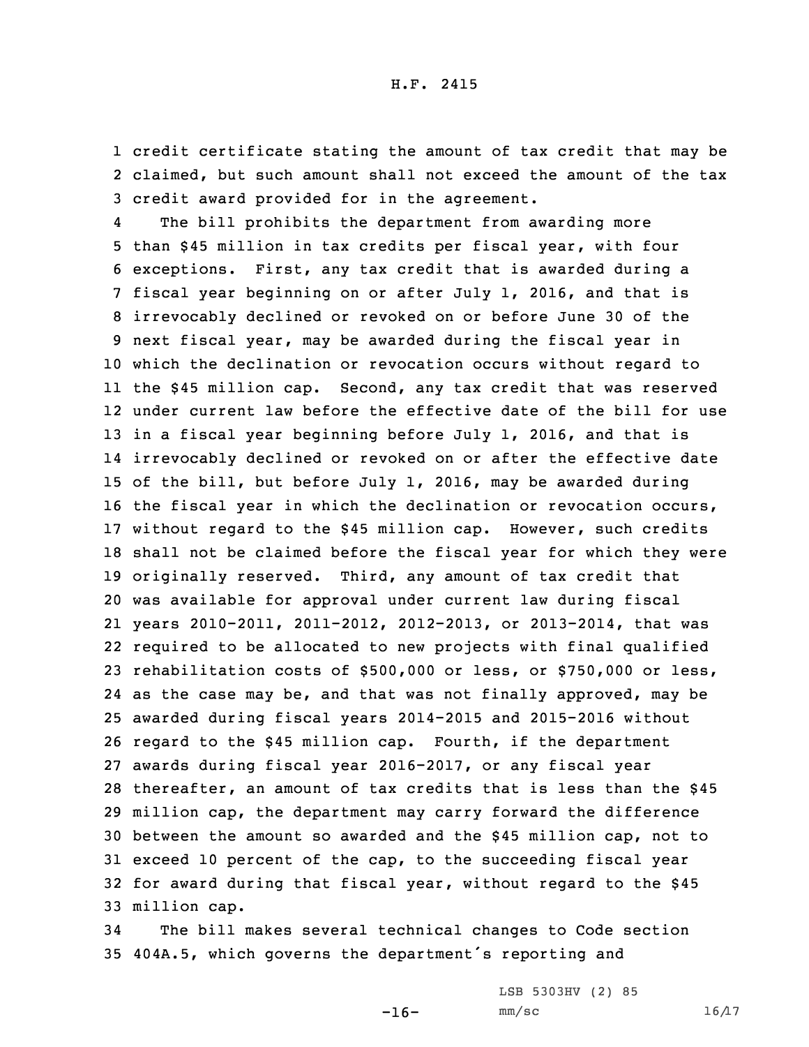credit certificate stating the amount of tax credit that may be claimed, but such amount shall not exceed the amount of the tax credit award provided for in the agreement.

The bill prohibits the department from awarding more than $45 million in tax credits per fiscal year, with four exceptions. First, any tax credit that is awarded during a fiscal year beginning on or after July 1, 2016, and that is irrevocably declined or revoked on or before June 30 of the next fiscal year, may be awarded during the fiscal year in which the declination or revocation occurs without regard to the $45 million cap. Second, any tax credit that was reserved under current law before the effective date of the bill for use in a fiscal year beginning before July 1, 2016, and that is irrevocably declined or revoked on or after the effective date of the bill, but before July 1, 2016, may be awarded during the fiscal year in which the declination or revocation occurs, without regard to the $45 million cap. However, such credits shall not be claimed before the fiscal year for which they were originally reserved. Third, any amount of tax credit that was available for approval under current law during fiscal years 2010-2011, 2011-2012, 2012-2013, or 2013-2014, that was required to be allocated to new projects with final qualified rehabilitation costs of $500,000 or less, or $750,000 or less, as the case may be, and that was not finally approved, may be awarded during fiscal years 2014-2015 and 2015-2016 without regard to the $45 million cap. Fourth, if the department awards during fiscal year 2016-2017, or any fiscal year thereafter, an amount of tax credits that is less than the $45 million cap, the department may carry forward the difference between the amount so awarded and the $45 million cap, not to exceed 10 percent of the cap, to the succeeding fiscal year for award during that fiscal year, without regard to the $45 million cap.

The bill makes several technical changes to Code section 404A.5, which governs the department's reporting and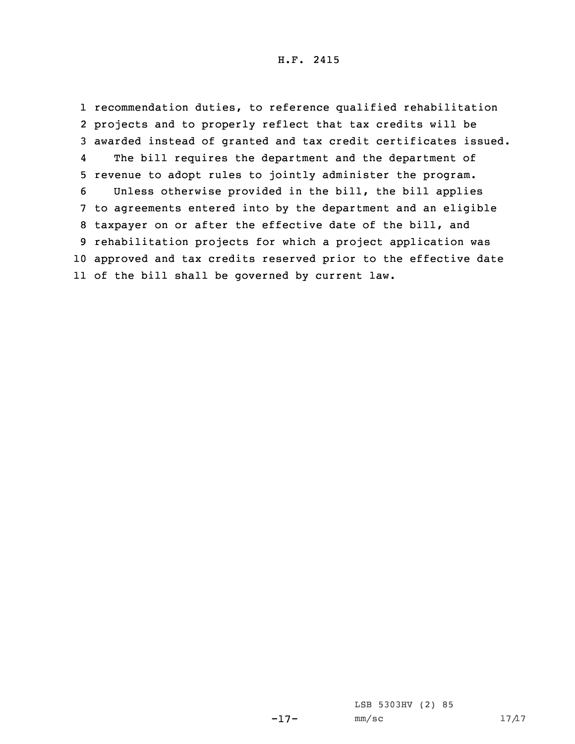recommendation duties, to reference qualified rehabilitation projects and to properly reflect that tax credits will be awarded instead of granted and tax credit certificates issued.

The bill requires the department and the department of revenue to adopt rules to jointly administer the program.

Unless otherwise provided in the bill, the bill applies to agreements entered into by the department and an eligible taxpayer on or after the effective date of the bill, and rehabilitation projects for which a project application was approved and tax credits reserved prior to the effective date of the bill shall be governed by current law.